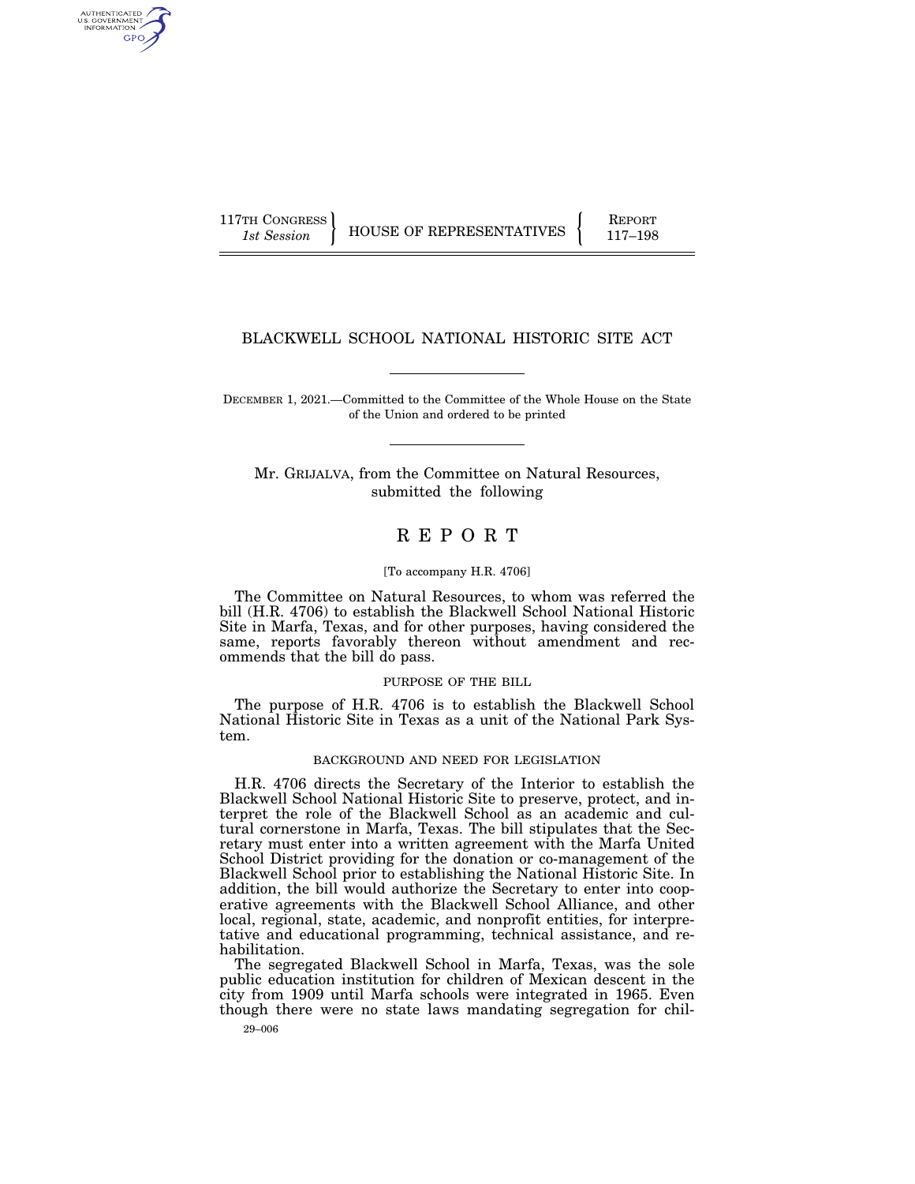117TH CONGRESS
*1st Session*

HOUSE OF REPRESENTATIVES

REPORT
117–198

# BLACKWELL SCHOOL NATIONAL HISTORIC SITE ACT

DECEMBER 1, 2021.—Committed to the Committee of the Whole House on the State of the Union and ordered to be printed

Mr. GRIJALVA, from the Committee on Natural Resources, submitted the following

# REPORT

[To accompany H.R. 4706]

The Committee on Natural Resources, to whom was referred the bill (H.R. 4706) to establish the Blackwell School National Historic Site in Marfa, Texas, and for other purposes, having considered the same, reports favorably thereon without amendment and recommends that the bill do pass.

## PURPOSE OF THE BILL

The purpose of H.R. 4706 is to establish the Blackwell School National Historic Site in Texas as a unit of the National Park System.

## BACKGROUND AND NEED FOR LEGISLATION

H.R. 4706 directs the Secretary of the Interior to establish the Blackwell School National Historic Site to preserve, protect, and interpret the role of the Blackwell School as an academic and cultural cornerstone in Marfa, Texas. The bill stipulates that the Secretary must enter into a written agreement with the Marfa United School District providing for the donation or co-management of the Blackwell School prior to establishing the National Historic Site. In addition, the bill would authorize the Secretary to enter into cooperative agreements with the Blackwell School Alliance, and other local, regional, state, academic, and nonprofit entities, for interpretative and educational programming, technical assistance, and rehabilitation.

The segregated Blackwell School in Marfa, Texas, was the sole public education institution for children of Mexican descent in the city from 1909 until Marfa schools were integrated in 1965. Even though there were no state laws mandating segregation for chil-

29–006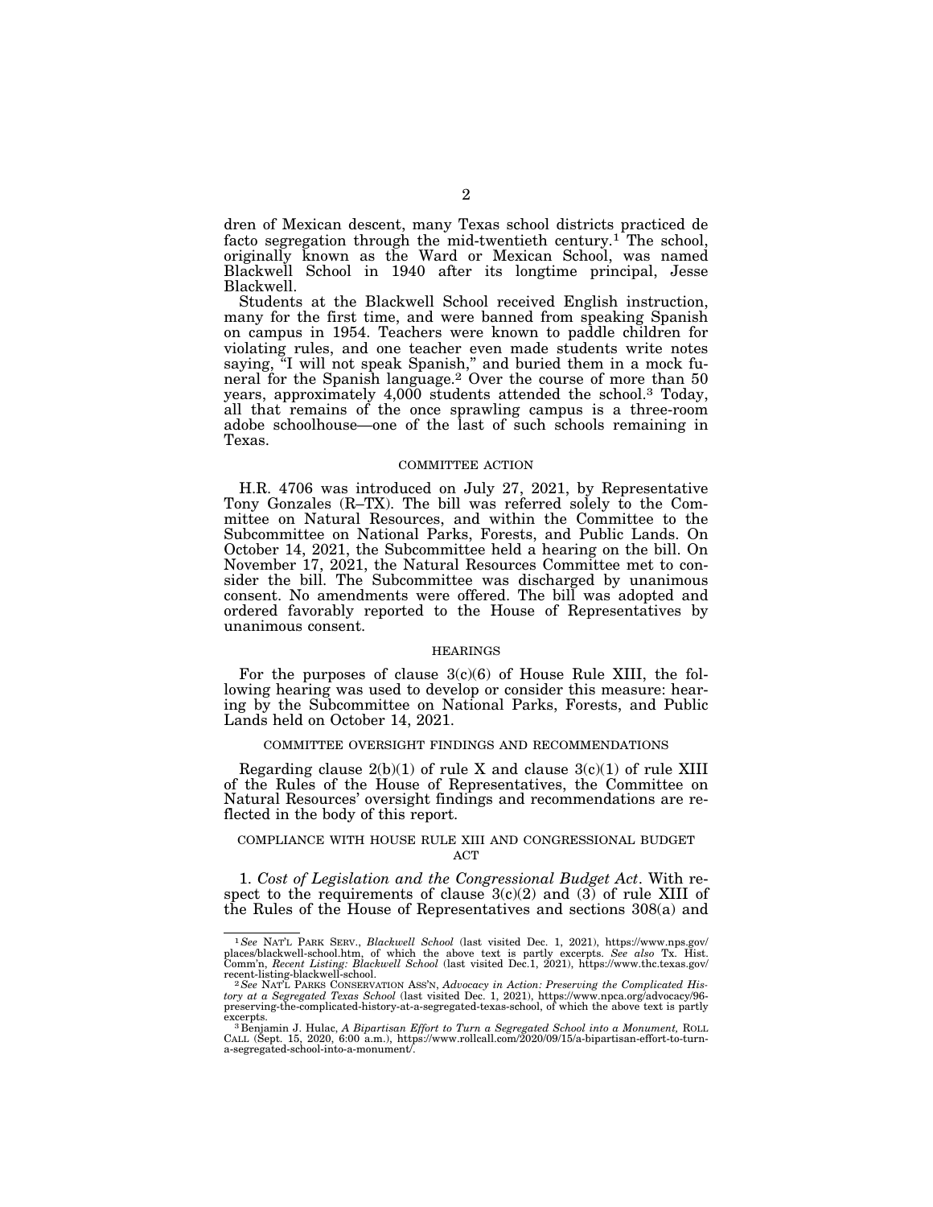dren of Mexican descent, many Texas school districts practiced de facto segregation through the mid-twentieth century.[1] The school, originally known as the Ward or Mexican School, was named Blackwell School in 1940 after its longtime principal, Jesse Blackwell.

Students at the Blackwell School received English instruction, many for the first time, and were banned from speaking Spanish on campus in 1954. Teachers were known to paddle children for violating rules, and one teacher even made students write notes saying, "I will not speak Spanish," and buried them in a mock funeral for the Spanish language.[2] Over the course of more than 50 years, approximately 4,000 students attended the school.[3] Today, all that remains of the once sprawling campus is a three-room adobe schoolhouse—one of the last of such schools remaining in Texas.

## COMMITTEE ACTION

H.R. 4706 was introduced on July 27, 2021, by Representative Tony Gonzales (R–TX). The bill was referred solely to the Committee on Natural Resources, and within the Committee to the Subcommittee on National Parks, Forests, and Public Lands. On October 14, 2021, the Subcommittee held a hearing on the bill. On November 17, 2021, the Natural Resources Committee met to consider the bill. The Subcommittee was discharged by unanimous consent. No amendments were offered. The bill was adopted and ordered favorably reported to the House of Representatives by unanimous consent.

## HEARINGS

For the purposes of clause 3(c)(6) of House Rule XIII, the following hearing was used to develop or consider this measure: hearing by the Subcommittee on National Parks, Forests, and Public Lands held on October 14, 2021.

## COMMITTEE OVERSIGHT FINDINGS AND RECOMMENDATIONS

Regarding clause 2(b)(1) of rule X and clause 3(c)(1) of rule XIII of the Rules of the House of Representatives, the Committee on Natural Resources' oversight findings and recommendations are reflected in the body of this report.

## COMPLIANCE WITH HOUSE RULE XIII AND CONGRESSIONAL BUDGET ACT

1. *Cost of Legislation and the Congressional Budget Act*. With respect to the requirements of clause 3(c)(2) and (3) of rule XIII of the Rules of the House of Representatives and sections 308(a) and

---

[1] *See* NAT'L PARK SERV., *Blackwell School* (last visited Dec. 1, 2021), https://www.nps.gov/places/blackwell-school.htm, of which the above text is partly excerpts. *See also* Tx. Hist. Comm'n, *Recent Listing: Blackwell School* (last visited Dec.1, 2021), https://www.thc.texas.gov/recent-listing-blackwell-school.

[2] *See* NAT'L PARKS CONSERVATION ASS'N, *Advocacy in Action: Preserving the Complicated History at a Segregated Texas School* (last visited Dec. 1, 2021), https://www.npca.org/advocacy/96-preserving-the-complicated-history-at-a-segregated-texas-school, of which the above text is partly excerpts.

[3] Benjamin J. Hulac, *A Bipartisan Effort to Turn a Segregated School into a Monument,* ROLL CALL (Sept. 15, 2020, 6:00 a.m.), https://www.rollcall.com/2020/09/15/a-bipartisan-effort-to-turn-a-segregated-school-into-a-monument/.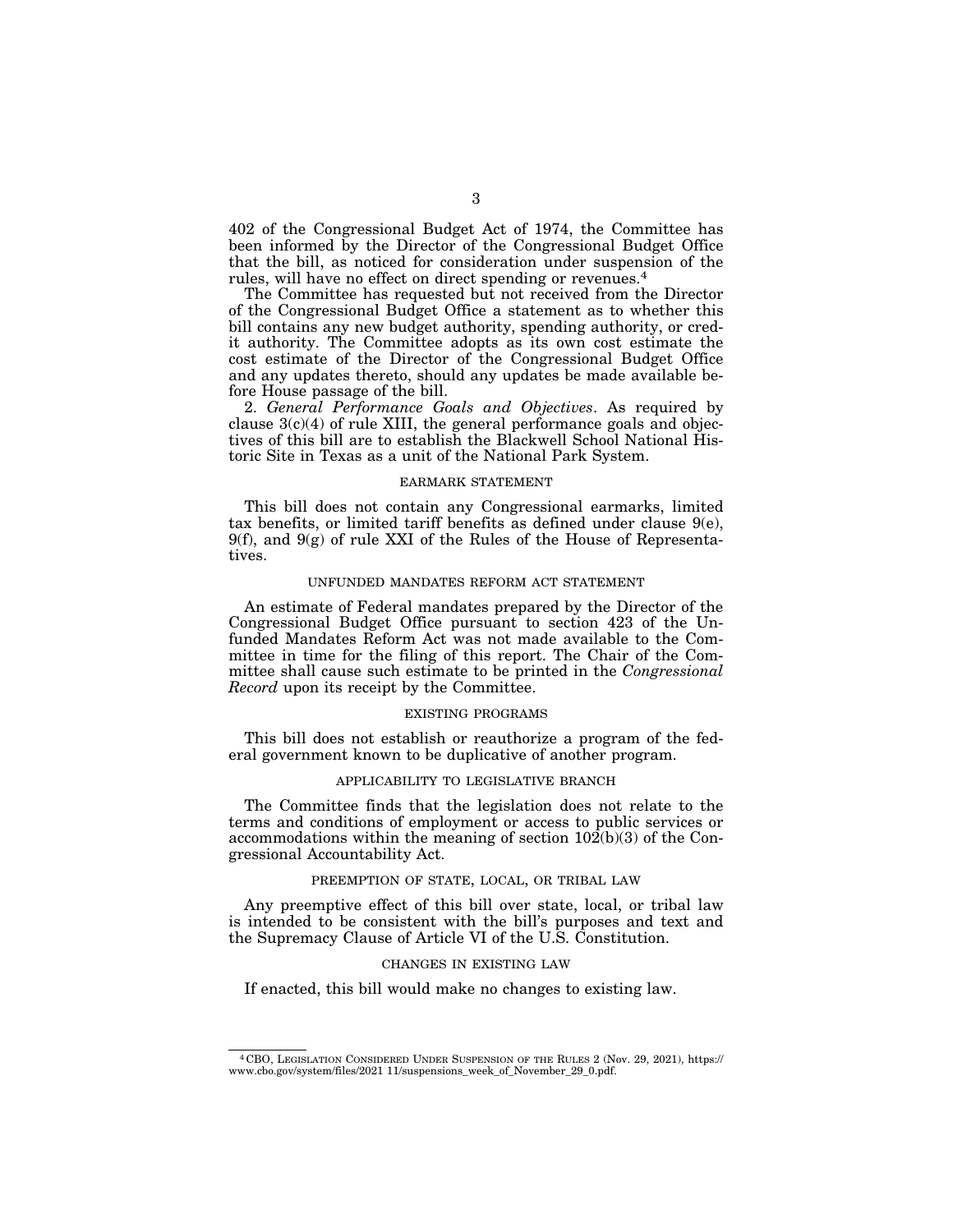402 of the Congressional Budget Act of 1974, the Committee has been informed by the Director of the Congressional Budget Office that the bill, as noticed for consideration under suspension of the rules, will have no effect on direct spending or revenues.[4]

The Committee has requested but not received from the Director of the Congressional Budget Office a statement as to whether this bill contains any new budget authority, spending authority, or credit authority. The Committee adopts as its own cost estimate the cost estimate of the Director of the Congressional Budget Office and any updates thereto, should any updates be made available before House passage of the bill.

2. *General Performance Goals and Objectives*. As required by clause 3(c)(4) of rule XIII, the general performance goals and objectives of this bill are to establish the Blackwell School National Historic Site in Texas as a unit of the National Park System.

## EARMARK STATEMENT

This bill does not contain any Congressional earmarks, limited tax benefits, or limited tariff benefits as defined under clause 9(e), 9(f), and 9(g) of rule XXI of the Rules of the House of Representatives.

## UNFUNDED MANDATES REFORM ACT STATEMENT

An estimate of Federal mandates prepared by the Director of the Congressional Budget Office pursuant to section 423 of the Unfunded Mandates Reform Act was not made available to the Committee in time for the filing of this report. The Chair of the Committee shall cause such estimate to be printed in the *Congressional Record* upon its receipt by the Committee.

## EXISTING PROGRAMS

This bill does not establish or reauthorize a program of the federal government known to be duplicative of another program.

## APPLICABILITY TO LEGISLATIVE BRANCH

The Committee finds that the legislation does not relate to the terms and conditions of employment or access to public services or accommodations within the meaning of section 102(b)(3) of the Congressional Accountability Act.

## PREEMPTION OF STATE, LOCAL, OR TRIBAL LAW

Any preemptive effect of this bill over state, local, or tribal law is intended to be consistent with the bill's purposes and text and the Supremacy Clause of Article VI of the U.S. Constitution.

## CHANGES IN EXISTING LAW

If enacted, this bill would make no changes to existing law.

---

[4] CBO, LEGISLATION CONSIDERED UNDER SUSPENSION OF THE RULES 2 (Nov. 29, 2021), https://www.cbo.gov/system/files/2021 11/suspensions_week_of_November_29_0.pdf.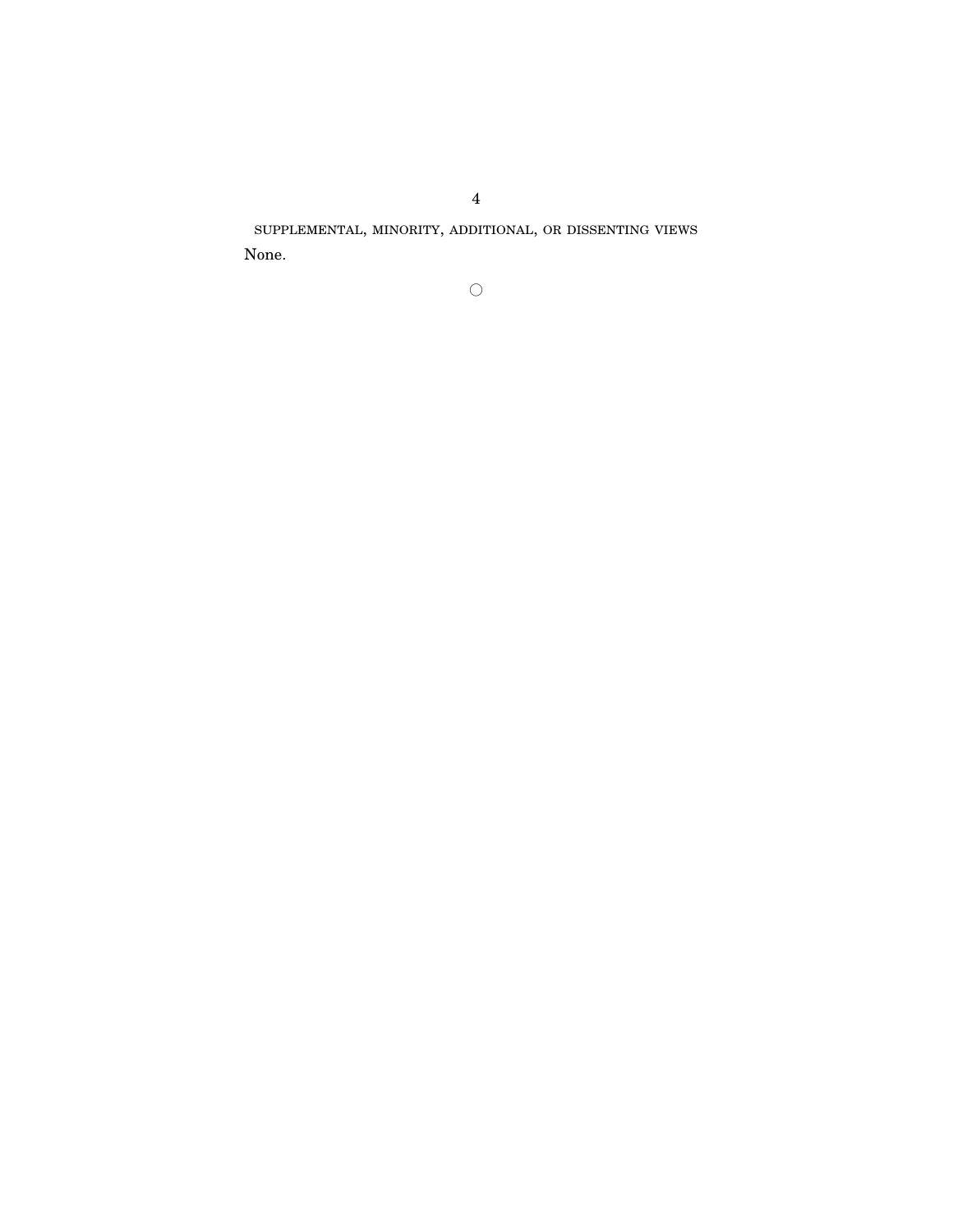## SUPPLEMENTAL, MINORITY, ADDITIONAL, OR DISSENTING VIEWS

None.